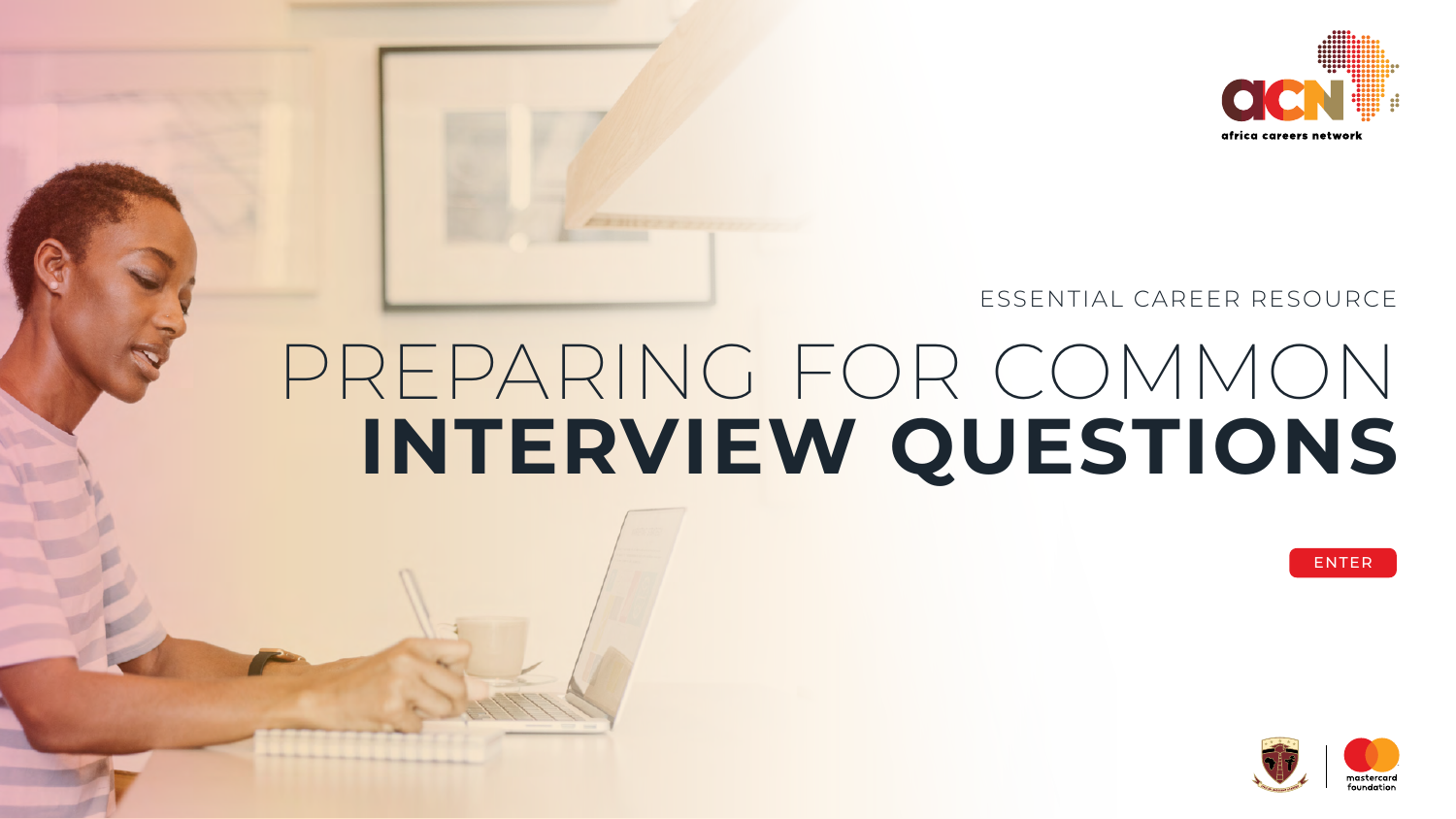africa careers network

ESSENTIAL CAREER RESOURCE

# PREPARING FOR COMMON **INTERVIEW QUESTIONS**

ENTER

mastercard foundation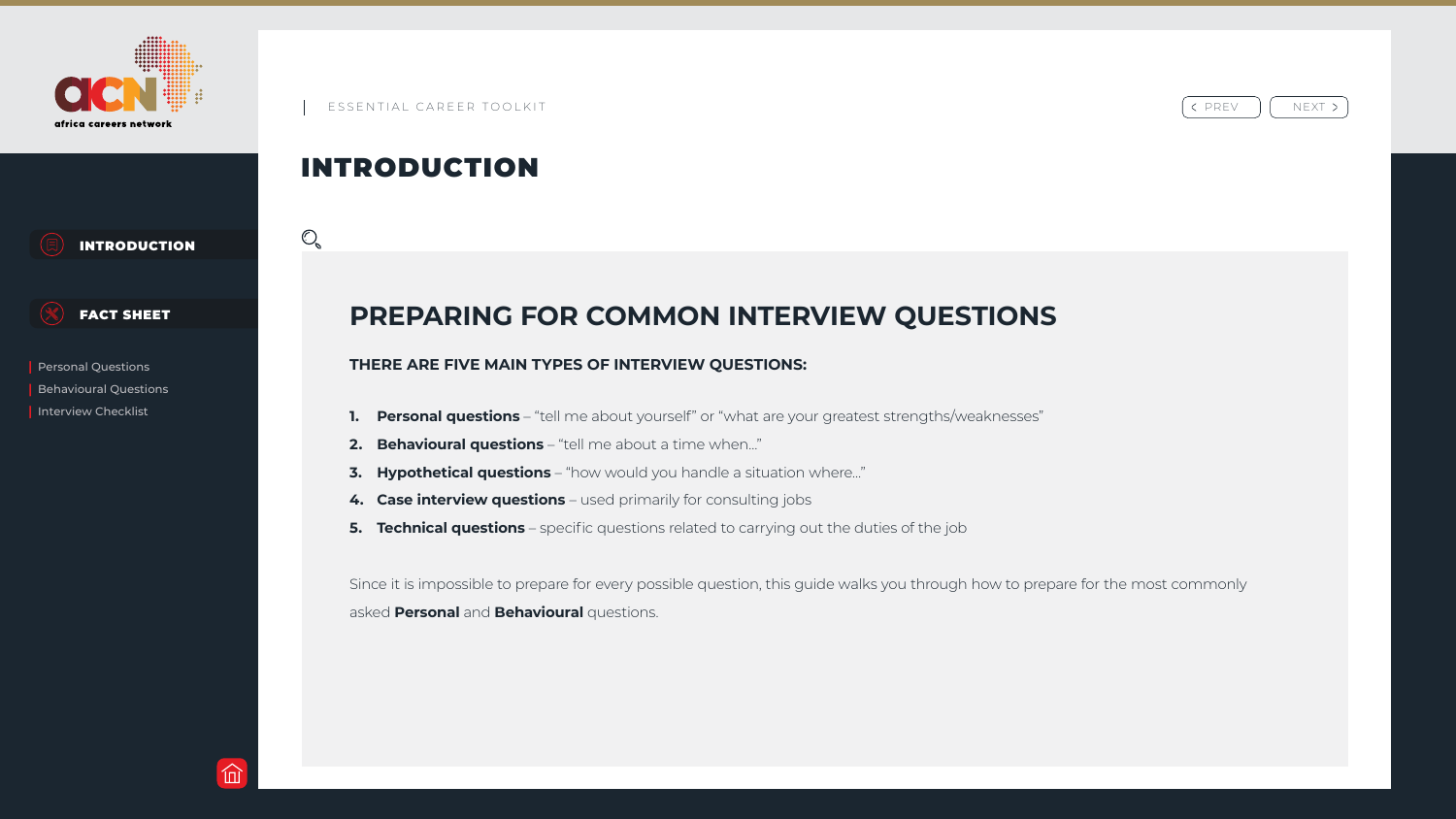# INTRODUCTION

## PREPARING FOR COMMON INTERVIEW QUESTIONS

**THERE ARE FIVE MAIN TYPES OF INTERVIEW QUESTIONS:**

1. **Personal questions** – "tell me about yourself" or "what are your greatest strengths/weaknesses"
2. **Behavioural questions** – "tell me about a time when..."
3. **Hypothetical questions** – "how would you handle a situation where..."
4. **Case interview questions** – used primarily for consulting jobs
5. **Technical questions** – specific questions related to carrying out the duties of the job

Since it is impossible to prepare for every possible question, this guide walks you through how to prepare for the most commonly asked **Personal** and **Behavioural** questions.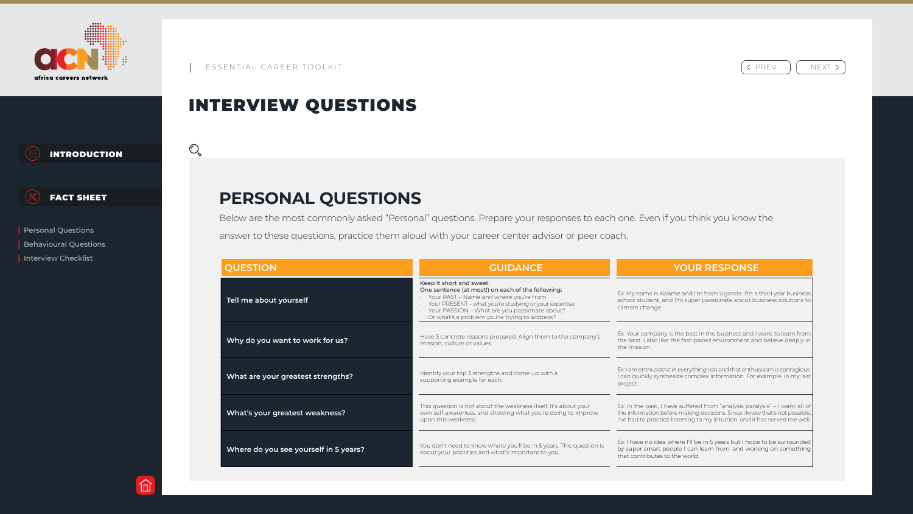# INTERVIEW QUESTIONS

## PERSONAL QUESTIONS

Below are the most commonly asked "Personal" questions. Prepare your responses to each one. Even if you think you know the answer to these questions, practice them aloud with your career center advisor or peer coach.

| QUESTION | GUIDANCE | YOUR RESPONSE |
|---|---|---|
| **Tell me about yourself** | Keep it short and sweet. One sentence (at most!) on each of the following: · Your PAST – Name and where you're from · Your PRESENT – what you're studying or your expertise · Your PASSION – What are you passionate about? Or what's a problem you're trying to address? | Ex: My name is Kwame and I'm from Uganda. I'm a third year business school student, and I'm super passionate about business solutions to climate change. |
| **Why do you want to work for us?** | Have 3 concrete reasons prepared. Align them to the company's mission, culture or values. | Ex: Your company is the best in the business and I want to learn from the best. I also like the fast-paced environment and believe deeply in the mission. |
| **What are your greatest strengths?** | Identify your top 3 strengths and come up with a supporting example for each. | Ex: I am enthusiastic in everything I do and that enthusiasm is contagious. I can quickly synthesize complex information. For example, in my last project... |
| **What's your greatest weakness?** | This question is not about the weakness itself. It's about your own self-awareness, and showing what you're doing to improve upon this weakness. | Ex: In the past, I have suffered from "analysis paralysis" – I want all of the information before making decisions. Since I know that's not possible, I've had to practice listening to my intuition, and it has served me well. |
| **Where do you see yourself in 5 years?** | You don't need to know where you'll be in 5 years. This question is about your priorities and what's important to you. | Ex: I have no idea where I'll be in 5 years but I hope to be surrounded by super smart people I can learn from, and working on something that contributes to the world. |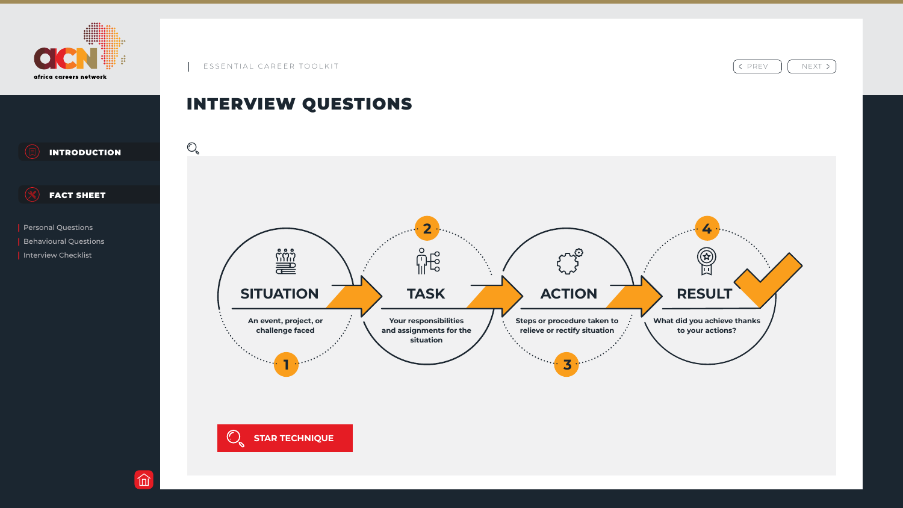ESSENTIAL CAREER TOOLKIT

# INTERVIEW QUESTIONS

**INTRODUCTION**

**FACT SHEET**

- Personal Questions
- Behavioural Questions
- Interview Checklist

1. **SITUATION** — An event, project, or challenge faced
2. **TASK** — Your responsibilities and assignments for the situation
3. **ACTION** — Steps or procedure taken to relieve or rectify situation
4. **RESULT** — What did you achieve thanks to your actions?

**STAR TECHNIQUE**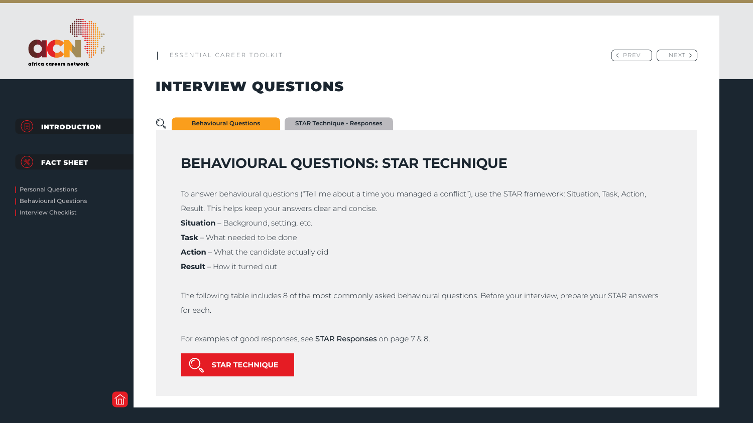ESSENTIAL CAREER TOOLKIT

# INTERVIEW QUESTIONS

Behavioural Questions | STAR Technique - Responses

## BEHAVIOURAL QUESTIONS: STAR TECHNIQUE

To answer behavioural questions (“Tell me about a time you managed a conflict”), use the STAR framework: Situation, Task, Action, Result. This helps keep your answers clear and concise.

**Situation** – Background, setting, etc.

**Task** – What needed to be done

**Action** – What the candidate actually did

**Result** – How it turned out

The following table includes 8 of the most commonly asked behavioural questions. Before your interview, prepare your STAR answers for each.

For examples of good responses, see **STAR Responses** on page 7 & 8.

STAR TECHNIQUE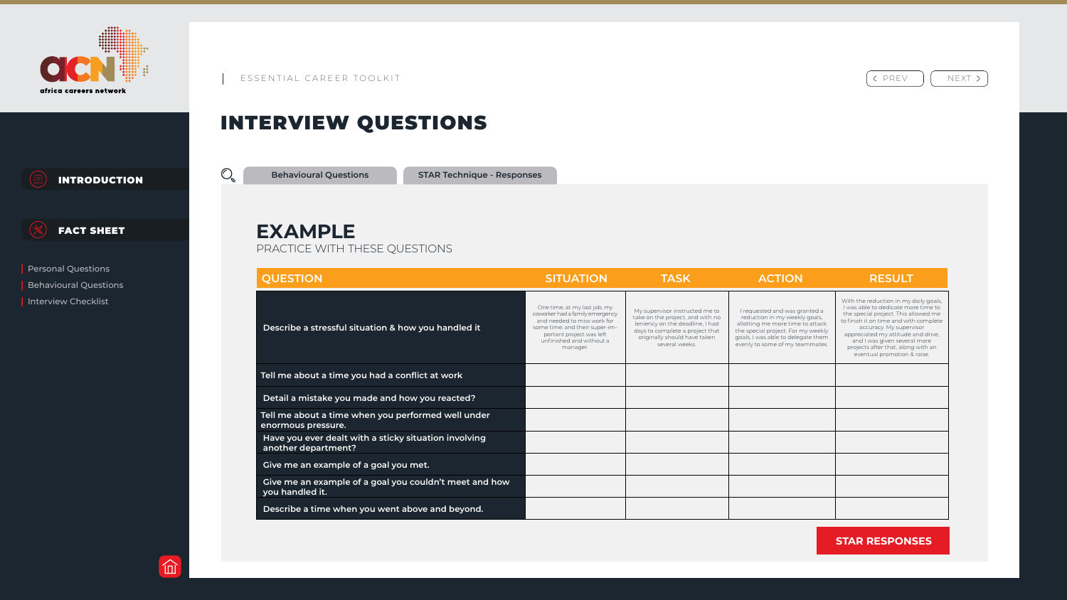ESSENTIAL CAREER TOOLKIT

# INTERVIEW QUESTIONS

Behavioural Questions | STAR Technique - Responses

## EXAMPLE

PRACTICE WITH THESE QUESTIONS

| QUESTION | SITUATION | TASK | ACTION | RESULT |
|---|---|---|---|---|
| Describe a stressful situation & how you handled it | One time, at my last job, my coworker had a family emergency and needed to miss work for some time, and their super-important project was left unfinished and without a manager. | My supervisor instructed me to take on the project, and with no leniency on the deadline, I had days to complete a project that originally should have taken several weeks. | I requested and was granted a reduction in my weekly goals, allotting me more time to attack the special project. For my weekly goals, I was able to delegate them evenly to some of my teammates. | With the reduction in my daily goals, I was able to dedicate more time to the special project. This allowed me to finish it on time and with complete accuracy. My supervisor appreciated my attitude and drive, and I was given several more projects after that, along with an eventual promotion & raise. |
| Tell me about a time you had a conflict at work | | | | |
| Detail a mistake you made and how you reacted? | | | | |
| Tell me about a time when you performed well under enormous pressure. | | | | |
| Have you ever dealt with a sticky situation involving another department? | | | | |
| Give me an example of a goal you met. | | | | |
| Give me an example of a goal you couldn't meet and how you handled it. | | | | |
| Describe a time when you went above and beyond. | | | | |

STAR RESPONSES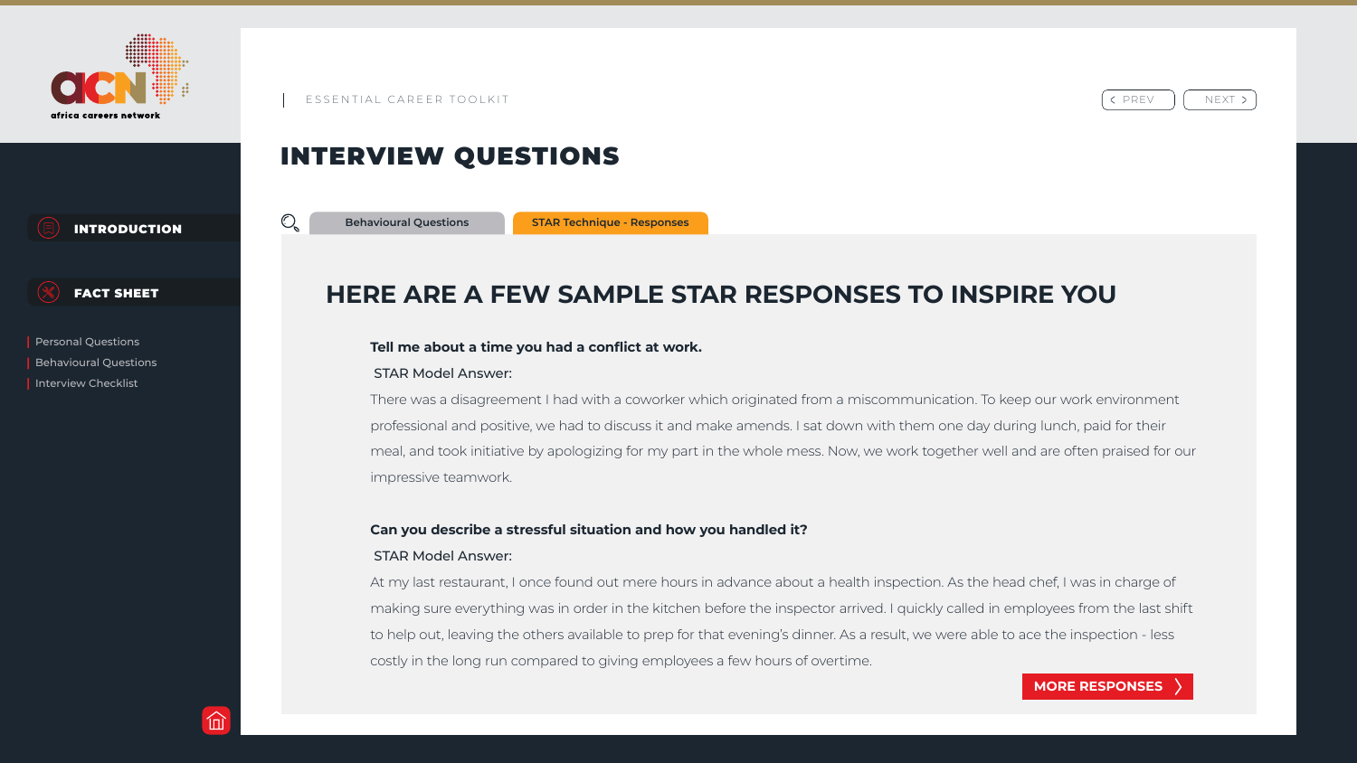africa careers network

ESSENTIAL CAREER TOOLKIT

PREV NEXT

# INTERVIEW QUESTIONS

INTRODUCTION

FACT SHEET

- Personal Questions
- Behavioural Questions
- Interview Checklist

Behavioural Questions | STAR Technique - Responses

## HERE ARE A FEW SAMPLE STAR RESPONSES TO INSPIRE YOU

**Tell me about a time you had a conflict at work.**

STAR Model Answer:

There was a disagreement I had with a coworker which originated from a miscommunication. To keep our work environment professional and positive, we had to discuss it and make amends. I sat down with them one day during lunch, paid for their meal, and took initiative by apologizing for my part in the whole mess. Now, we work together well and are often praised for our impressive teamwork.

**Can you describe a stressful situation and how you handled it?**

STAR Model Answer:

At my last restaurant, I once found out mere hours in advance about a health inspection. As the head chef, I was in charge of making sure everything was in order in the kitchen before the inspector arrived. I quickly called in employees from the last shift to help out, leaving the others available to prep for that evening's dinner. As a result, we were able to ace the inspection - less costly in the long run compared to giving employees a few hours of overtime.

MORE RESPONSES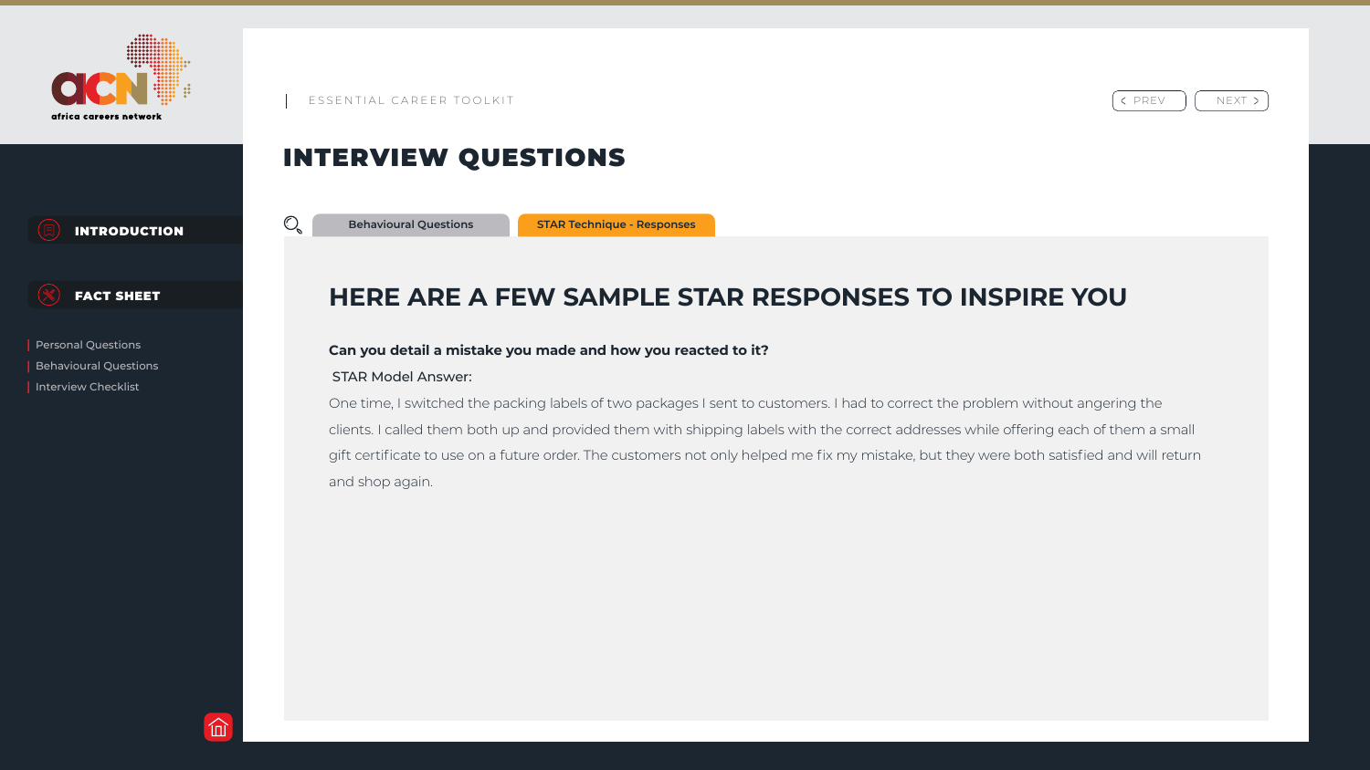ESSENTIAL CAREER TOOLKIT

# INTERVIEW QUESTIONS

Behavioural Questions | STAR Technique - Responses

## HERE ARE A FEW SAMPLE STAR RESPONSES TO INSPIRE YOU

**Can you detail a mistake you made and how you reacted to it?**

STAR Model Answer:

One time, I switched the packing labels of two packages I sent to customers. I had to correct the problem without angering the clients. I called them both up and provided them with shipping labels with the correct addresses while offering each of them a small gift certificate to use on a future order. The customers not only helped me fix my mistake, but they were both satisfied and will return and shop again.

INTRODUCTION

FACT SHEET

- Personal Questions
- Behavioural Questions
- Interview Checklist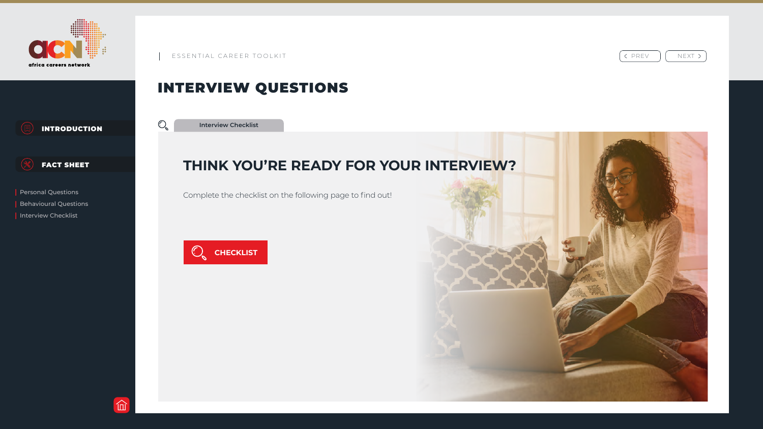ESSENTIAL CAREER TOOLKIT

# INTERVIEW QUESTIONS

- INTRODUCTION
- FACT SHEET
  - Personal Questions
  - Behavioural Questions
  - Interview Checklist

Interview Checklist

## THINK YOU'RE READY FOR YOUR INTERVIEW?

Complete the checklist on the following page to find out!

CHECKLIST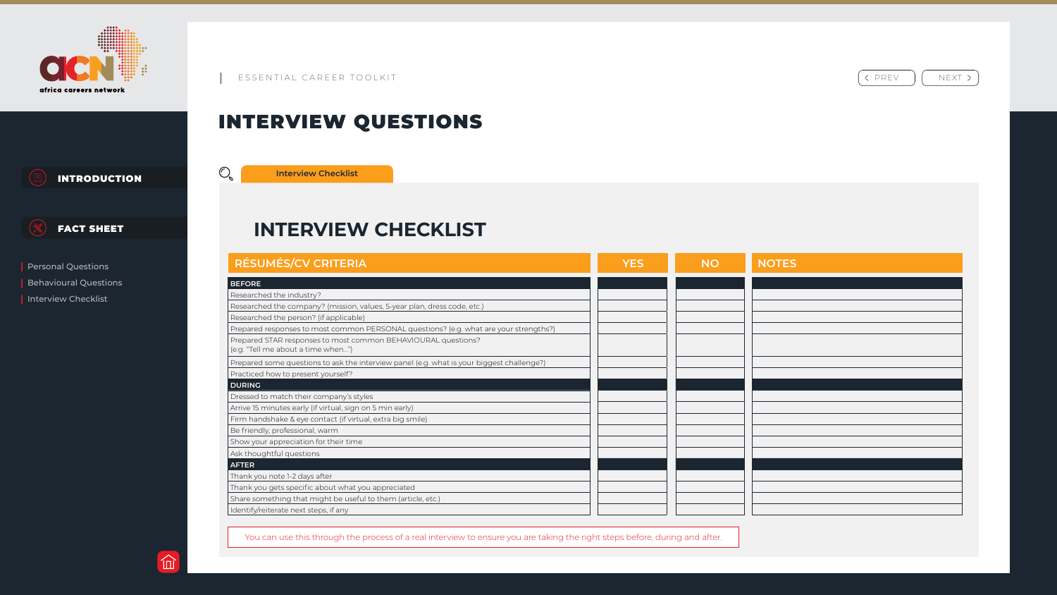# INTERVIEW QUESTIONS

Interview Checklist

## INTERVIEW CHECKLIST

| RÉSUMÉS/CV CRITERIA | YES | NO | NOTES |
|---|---|---|---|
| **BEFORE** | | | |
| Researched the industry? | | | |
| Researched the company? (mission, values, 5-year plan, dress code, etc.) | | | |
| Researched the person? (if applicable) | | | |
| Prepared responses to most common PERSONAL questions? (e.g. what are your strengths?) | | | |
| Prepared STAR responses to most common BEHAVIOURAL questions? (e.g. "Tell me about a time when...") | | | |
| Prepared some questions to ask the interview panel (e.g. what is your biggest challenge?) | | | |
| Practiced how to present yourself? | | | |
| **DURING** | | | |
| Dressed to match their company's styles | | | |
| Arrive 15 minutes early (if virtual, sign on 5 min early) | | | |
| Firm handshake & eye contact (if virtual, extra big smile) | | | |
| Be friendly, professional, warm | | | |
| Show your appreciation for their time | | | |
| Ask thoughtful questions | | | |
| **AFTER** | | | |
| Thank you note 1-2 days after | | | |
| Thank you gets specific about what you appreciated | | | |
| Share something that might be useful to them (article, etc.) | | | |
| Identify/reiterate next steps, if any | | | |

You can use this through the process of a real interview to ensure you are taking the right steps before, during and after.